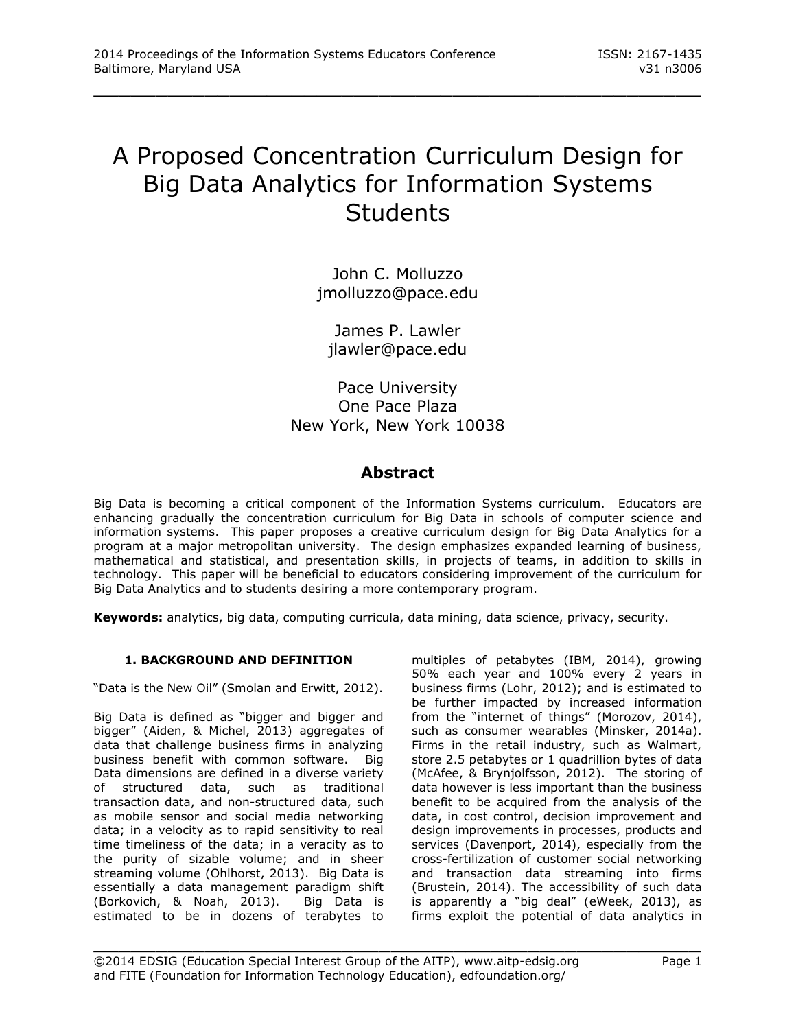# A Proposed Concentration Curriculum Design for Big Data Analytics for Information Systems Students

John C. Molluzzo
jmolluzzo@pace.edu

James P. Lawler
jlawler@pace.edu

Pace University
One Pace Plaza
New York, New York 10038

## Abstract

Big Data is becoming a critical component of the Information Systems curriculum. Educators are enhancing gradually the concentration curriculum for Big Data in schools of computer science and information systems. This paper proposes a creative curriculum design for Big Data Analytics for a program at a major metropolitan university. The design emphasizes expanded learning of business, mathematical and statistical, and presentation skills, in projects of teams, in addition to skills in technology. This paper will be beneficial to educators considering improvement of the curriculum for Big Data Analytics and to students desiring a more contemporary program.

**Keywords:** analytics, big data, computing curricula, data mining, data science, privacy, security.

### 1. BACKGROUND AND DEFINITION

"Data is the New Oil" (Smolan and Erwitt, 2012).

Big Data is defined as "bigger and bigger and bigger" (Aiden, & Michel, 2013) aggregates of data that challenge business firms in analyzing business benefit with common software. Big Data dimensions are defined in a diverse variety of structured data, such as traditional transaction data, and non-structured data, such as mobile sensor and social media networking data; in a velocity as to rapid sensitivity to real time timeliness of the data; in a veracity as to the purity of sizable volume; and in sheer streaming volume (Ohlhorst, 2013). Big Data is essentially a data management paradigm shift (Borkovich, & Noah, 2013). Big Data is estimated to be in dozens of terabytes to multiples of petabytes (IBM, 2014), growing 50% each year and 100% every 2 years in business firms (Lohr, 2012); and is estimated to be further impacted by increased information from the "internet of things" (Morozov, 2014), such as consumer wearables (Minsker, 2014a). Firms in the retail industry, such as Walmart, store 2.5 petabytes or 1 quadrillion bytes of data (McAfee, & Brynjolfsson, 2012). The storing of data however is less important than the business benefit to be acquired from the analysis of the data, in cost control, decision improvement and design improvements in processes, products and services (Davenport, 2014), especially from the cross-fertilization of customer social networking and transaction data streaming into firms (Brustein, 2014). The accessibility of such data is apparently a "big deal" (eWeek, 2013), as firms exploit the potential of data analytics in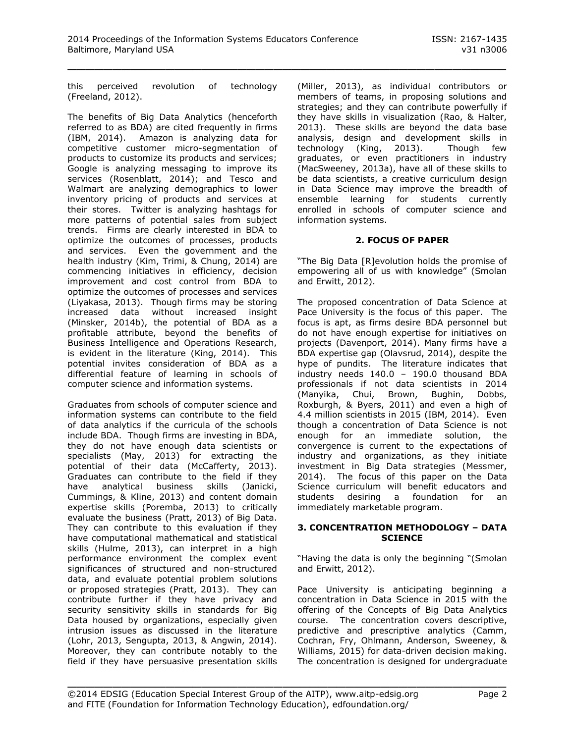this perceived revolution of technology (Freeland, 2012).

The benefits of Big Data Analytics (henceforth referred to as BDA) are cited frequently in firms (IBM, 2014). Amazon is analyzing data for competitive customer micro-segmentation of products to customize its products and services; Google is analyzing messaging to improve its services (Rosenblatt, 2014); and Tesco and Walmart are analyzing demographics to lower inventory pricing of products and services at their stores. Twitter is analyzing hashtags for more patterns of potential sales from subject trends. Firms are clearly interested in BDA to optimize the outcomes of processes, products and services. Even the government and the health industry (Kim, Trimi, & Chung, 2014) are commencing initiatives in efficiency, decision improvement and cost control from BDA to optimize the outcomes of processes and services (Liyakasa, 2013). Though firms may be storing increased data without increased insight (Minsker, 2014b), the potential of BDA as a profitable attribute, beyond the benefits of Business Intelligence and Operations Research, is evident in the literature (King, 2014). This potential invites consideration of BDA as a differential feature of learning in schools of computer science and information systems.

Graduates from schools of computer science and information systems can contribute to the field of data analytics if the curricula of the schools include BDA. Though firms are investing in BDA, they do not have enough data scientists or specialists (May, 2013) for extracting the potential of their data (McCafferty, 2013). Graduates can contribute to the field if they have analytical business skills (Janicki, Cummings, & Kline, 2013) and content domain expertise skills (Poremba, 2013) to critically evaluate the business (Pratt, 2013) of Big Data. They can contribute to this evaluation if they have computational mathematical and statistical skills (Hulme, 2013), can interpret in a high performance environment the complex event significances of structured and non-structured data, and evaluate potential problem solutions or proposed strategies (Pratt, 2013). They can contribute further if they have privacy and security sensitivity skills in standards for Big Data housed by organizations, especially given intrusion issues as discussed in the literature (Lohr, 2013, Sengupta, 2013, & Angwin, 2014). Moreover, they can contribute notably to the field if they have persuasive presentation skills (Miller, 2013), as individual contributors or members of teams, in proposing solutions and strategies; and they can contribute powerfully if they have skills in visualization (Rao, & Halter, 2013). These skills are beyond the data base analysis, design and development skills in technology (King, 2013). Though few graduates, or even practitioners in industry (MacSweeney, 2013a), have all of these skills to be data scientists, a creative curriculum design in Data Science may improve the breadth of ensemble learning for students currently enrolled in schools of computer science and information systems.

## 2. FOCUS OF PAPER

"The Big Data [R]evolution holds the promise of empowering all of us with knowledge" (Smolan and Erwitt, 2012).

The proposed concentration of Data Science at Pace University is the focus of this paper. The focus is apt, as firms desire BDA personnel but do not have enough expertise for initiatives on projects (Davenport, 2014). Many firms have a BDA expertise gap (Olavsrud, 2014), despite the hype of pundits. The literature indicates that industry needs 140.0 – 190.0 thousand BDA professionals if not data scientists in 2014 (Manyika, Chui, Brown, Bughin, Dobbs, Roxburgh, & Byers, 2011) and even a high of 4.4 million scientists in 2015 (IBM, 2014). Even though a concentration of Data Science is not enough for an immediate solution, the convergence is current to the expectations of industry and organizations, as they initiate investment in Big Data strategies (Messmer, 2014). The focus of this paper on the Data Science curriculum will benefit educators and students desiring a foundation for an immediately marketable program.

## 3. CONCENTRATION METHODOLOGY – DATA SCIENCE

"Having the data is only the beginning "(Smolan and Erwitt, 2012).

Pace University is anticipating beginning a concentration in Data Science in 2015 with the offering of the Concepts of Big Data Analytics course. The concentration covers descriptive, predictive and prescriptive analytics (Camm, Cochran, Fry, Ohlmann, Anderson, Sweeney, & Williams, 2015) for data-driven decision making. The concentration is designed for undergraduate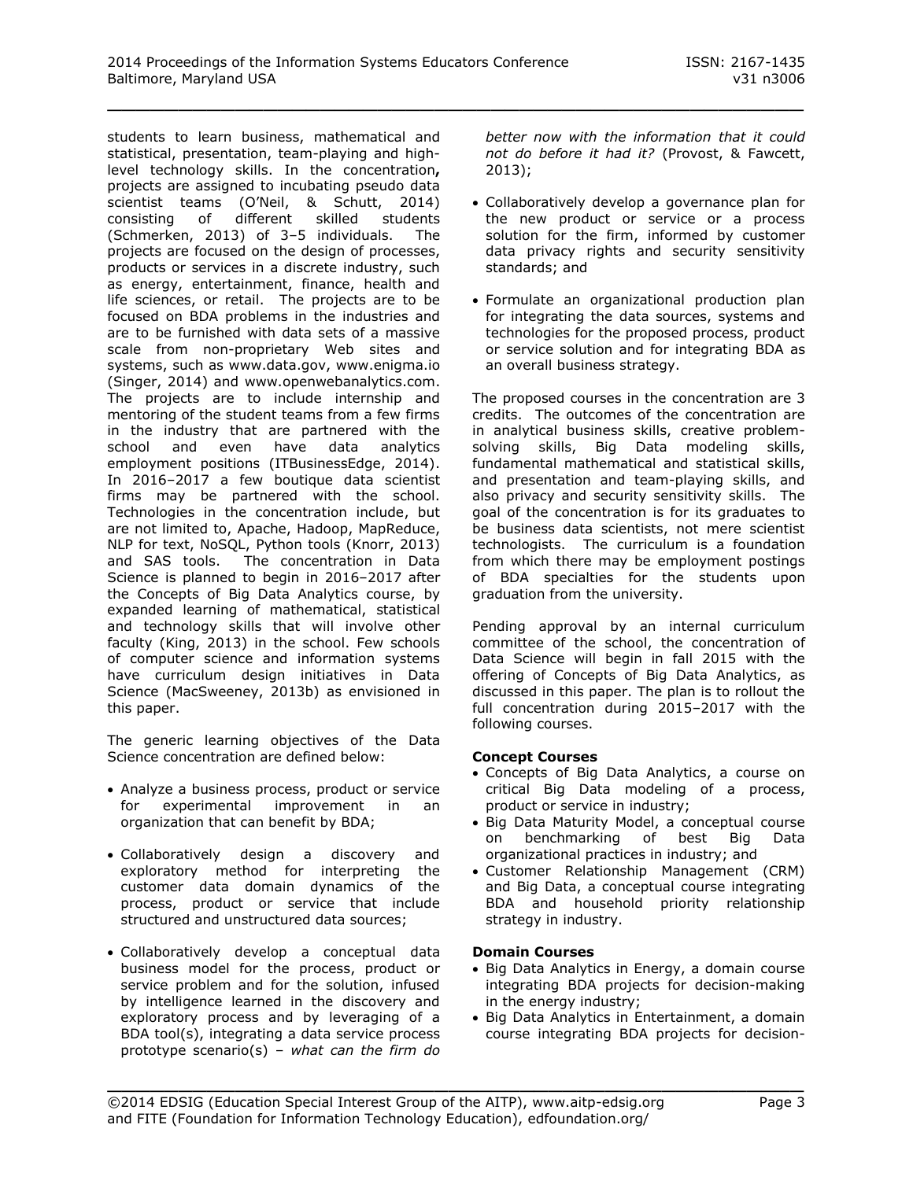students to learn business, mathematical and statistical, presentation, team-playing and high-level technology skills. In the concentration**,** projects are assigned to incubating pseudo data scientist teams (O'Neil, & Schutt, 2014) consisting of different skilled students (Schmerken, 2013) of 3–5 individuals. The projects are focused on the design of processes, products or services in a discrete industry, such as energy, entertainment, finance, health and life sciences, or retail. The projects are to be focused on BDA problems in the industries and are to be furnished with data sets of a massive scale from non-proprietary Web sites and systems, such as www.data.gov, www.enigma.io (Singer, 2014) and www.openwebanalytics.com. The projects are to include internship and mentoring of the student teams from a few firms in the industry that are partnered with the school and even have data analytics employment positions (ITBusinessEdge, 2014). In 2016–2017 a few boutique data scientist firms may be partnered with the school. Technologies in the concentration include, but are not limited to, Apache, Hadoop, MapReduce, NLP for text, NoSQL, Python tools (Knorr, 2013) and SAS tools. The concentration in Data Science is planned to begin in 2016–2017 after the Concepts of Big Data Analytics course, by expanded learning of mathematical, statistical and technology skills that will involve other faculty (King, 2013) in the school. Few schools of computer science and information systems have curriculum design initiatives in Data Science (MacSweeney, 2013b) as envisioned in this paper.

The generic learning objectives of the Data Science concentration are defined below:

- Analyze a business process, product or service for experimental improvement in an organization that can benefit by BDA;

- Collaboratively design a discovery and exploratory method for interpreting the customer data domain dynamics of the process, product or service that include structured and unstructured data sources;

- Collaboratively develop a conceptual data business model for the process, product or service problem and for the solution, infused by intelligence learned in the discovery and exploratory process and by leveraging of a BDA tool(s), integrating a data service process prototype scenario(s) – *what can the firm do better now with the information that it could not do before it had it?* (Provost, & Fawcett, 2013);

- Collaboratively develop a governance plan for the new product or service or a process solution for the firm, informed by customer data privacy rights and security sensitivity standards; and

- Formulate an organizational production plan for integrating the data sources, systems and technologies for the proposed process, product or service solution and for integrating BDA as an overall business strategy.

The proposed courses in the concentration are 3 credits. The outcomes of the concentration are in analytical business skills, creative problem-solving skills, Big Data modeling skills, fundamental mathematical and statistical skills, and presentation and team-playing skills, and also privacy and security sensitivity skills. The goal of the concentration is for its graduates to be business data scientists, not mere scientist technologists. The curriculum is a foundation from which there may be employment postings of BDA specialties for the students upon graduation from the university.

Pending approval by an internal curriculum committee of the school, the concentration of Data Science will begin in fall 2015 with the offering of Concepts of Big Data Analytics, as discussed in this paper. The plan is to rollout the full concentration during 2015–2017 with the following courses.

**Concept Courses**

- Concepts of Big Data Analytics, a course on critical Big Data modeling of a process, product or service in industry;
- Big Data Maturity Model, a conceptual course on benchmarking of best Big Data organizational practices in industry; and
- Customer Relationship Management (CRM) and Big Data, a conceptual course integrating BDA and household priority relationship strategy in industry.

**Domain Courses**

- Big Data Analytics in Energy, a domain course integrating BDA projects for decision-making in the energy industry;
- Big Data Analytics in Entertainment, a domain course integrating BDA projects for decision-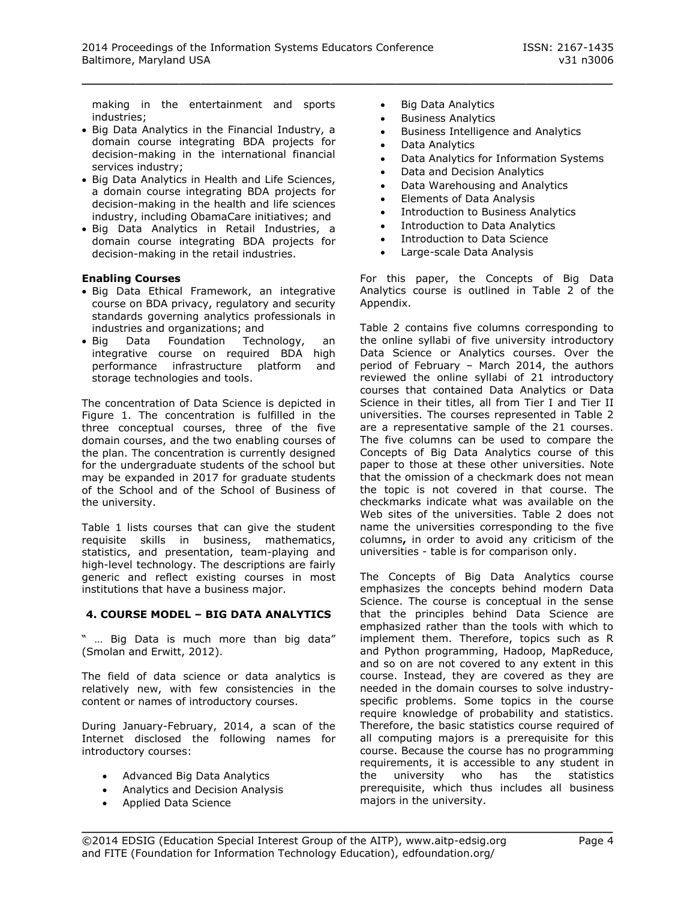making in the entertainment and sports industries;

- Big Data Analytics in the Financial Industry, a domain course integrating BDA projects for decision-making in the international financial services industry;
- Big Data Analytics in Health and Life Sciences, a domain course integrating BDA projects for decision-making in the health and life sciences industry, including ObamaCare initiatives; and
- Big Data Analytics in Retail Industries, a domain course integrating BDA projects for decision-making in the retail industries.

**Enabling Courses**

- Big Data Ethical Framework, an integrative course on BDA privacy, regulatory and security standards governing analytics professionals in industries and organizations; and
- Big Data Foundation Technology, an integrative course on required BDA high performance infrastructure platform and storage technologies and tools.

The concentration of Data Science is depicted in Figure 1. The concentration is fulfilled in the three conceptual courses, three of the five domain courses, and the two enabling courses of the plan. The concentration is currently designed for the undergraduate students of the school but may be expanded in 2017 for graduate students of the School and of the School of Business of the university.

Table 1 lists courses that can give the student requisite skills in business, mathematics, statistics, and presentation, team-playing and high-level technology. The descriptions are fairly generic and reflect existing courses in most institutions that have a business major.

## 4. COURSE MODEL – BIG DATA ANALYTICS

" … Big Data is much more than big data" (Smolan and Erwitt, 2012).

The field of data science or data analytics is relatively new, with few consistencies in the content or names of introductory courses.

During January-February, 2014, a scan of the Internet disclosed the following names for introductory courses:

- Advanced Big Data Analytics
- Analytics and Decision Analysis
- Applied Data Science
- Big Data Analytics
- Business Analytics
- Business Intelligence and Analytics
- Data Analytics
- Data Analytics for Information Systems
- Data and Decision Analytics
- Data Warehousing and Analytics
- Elements of Data Analysis
- Introduction to Business Analytics
- Introduction to Data Analytics
- Introduction to Data Science
- Large-scale Data Analysis

For this paper, the Concepts of Big Data Analytics course is outlined in Table 2 of the Appendix.

Table 2 contains five columns corresponding to the online syllabi of five university introductory Data Science or Analytics courses. Over the period of February – March 2014, the authors reviewed the online syllabi of 21 introductory courses that contained Data Analytics or Data Science in their titles, all from Tier I and Tier II universities. The courses represented in Table 2 are a representative sample of the 21 courses. The five columns can be used to compare the Concepts of Big Data Analytics course of this paper to those at these other universities. Note that the omission of a checkmark does not mean the topic is not covered in that course. The checkmarks indicate what was available on the Web sites of the universities. Table 2 does not name the universities corresponding to the five columns**,** in order to avoid any criticism of the universities - table is for comparison only.

The Concepts of Big Data Analytics course emphasizes the concepts behind modern Data Science. The course is conceptual in the sense that the principles behind Data Science are emphasized rather than the tools with which to implement them. Therefore, topics such as R and Python programming, Hadoop, MapReduce, and so on are not covered to any extent in this course. Instead, they are covered as they are needed in the domain courses to solve industry-specific problems. Some topics in the course require knowledge of probability and statistics. Therefore, the basic statistics course required of all computing majors is a prerequisite for this course. Because the course has no programming requirements, it is accessible to any student in the university who has the statistics prerequisite, which thus includes all business majors in the university.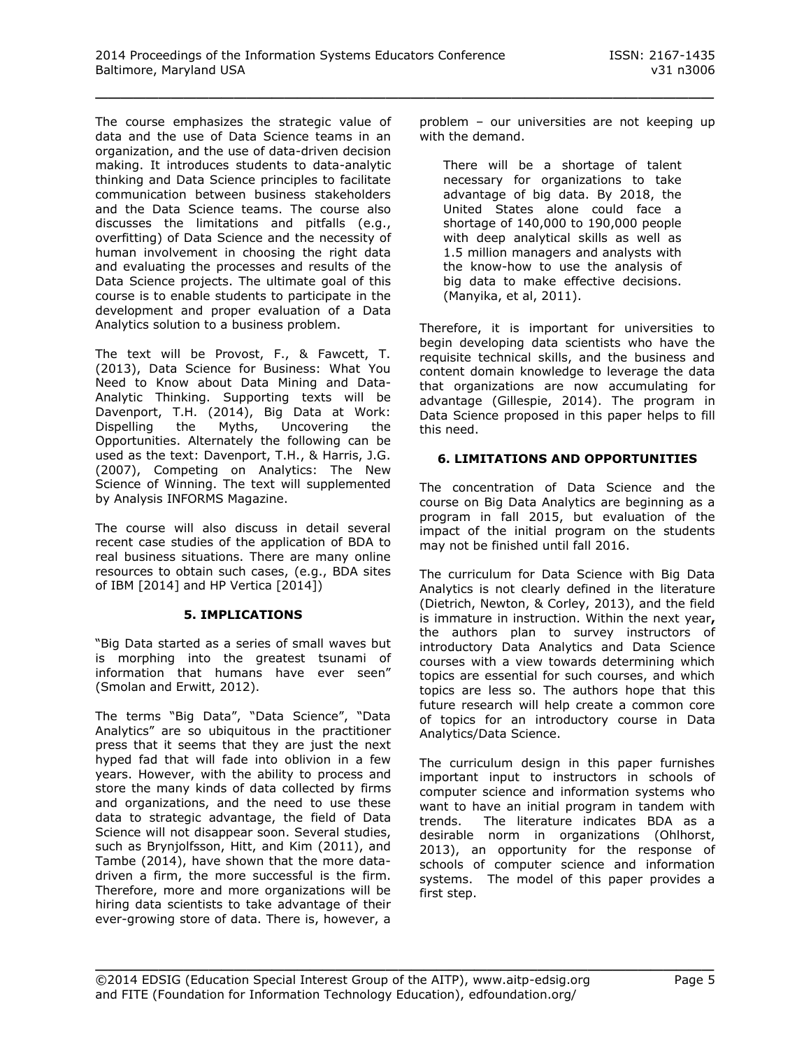The course emphasizes the strategic value of data and the use of Data Science teams in an organization, and the use of data-driven decision making. It introduces students to data-analytic thinking and Data Science principles to facilitate communication between business stakeholders and the Data Science teams. The course also discusses the limitations and pitfalls (e.g., overfitting) of Data Science and the necessity of human involvement in choosing the right data and evaluating the processes and results of the Data Science projects. The ultimate goal of this course is to enable students to participate in the development and proper evaluation of a Data Analytics solution to a business problem.

The text will be Provost, F., & Fawcett, T. (2013), Data Science for Business: What You Need to Know about Data Mining and Data-Analytic Thinking. Supporting texts will be Davenport, T.H. (2014), Big Data at Work: Dispelling the Myths, Uncovering the Opportunities. Alternately the following can be used as the text: Davenport, T.H., & Harris, J.G. (2007), Competing on Analytics: The New Science of Winning. The text will supplemented by Analysis INFORMS Magazine.

The course will also discuss in detail several recent case studies of the application of BDA to real business situations. There are many online resources to obtain such cases, (e.g., BDA sites of IBM [2014] and HP Vertica [2014])

## 5. IMPLICATIONS

"Big Data started as a series of small waves but is morphing into the greatest tsunami of information that humans have ever seen" (Smolan and Erwitt, 2012).

The terms "Big Data", "Data Science", "Data Analytics" are so ubiquitous in the practitioner press that it seems that they are just the next hyped fad that will fade into oblivion in a few years. However, with the ability to process and store the many kinds of data collected by firms and organizations, and the need to use these data to strategic advantage, the field of Data Science will not disappear soon. Several studies, such as Brynjolfsson, Hitt, and Kim (2011), and Tambe (2014), have shown that the more data-driven a firm, the more successful is the firm. Therefore, more and more organizations will be hiring data scientists to take advantage of their ever-growing store of data. There is, however, a problem – our universities are not keeping up with the demand.

> There will be a shortage of talent necessary for organizations to take advantage of big data. By 2018, the United States alone could face a shortage of 140,000 to 190,000 people with deep analytical skills as well as 1.5 million managers and analysts with the know-how to use the analysis of big data to make effective decisions. (Manyika, et al, 2011).

Therefore, it is important for universities to begin developing data scientists who have the requisite technical skills, and the business and content domain knowledge to leverage the data that organizations are now accumulating for advantage (Gillespie, 2014). The program in Data Science proposed in this paper helps to fill this need.

## 6. LIMITATIONS AND OPPORTUNITIES

The concentration of Data Science and the course on Big Data Analytics are beginning as a program in fall 2015, but evaluation of the impact of the initial program on the students may not be finished until fall 2016.

The curriculum for Data Science with Big Data Analytics is not clearly defined in the literature (Dietrich, Newton, & Corley, 2013), and the field is immature in instruction. Within the next year**,** the authors plan to survey instructors of introductory Data Analytics and Data Science courses with a view towards determining which topics are essential for such courses, and which topics are less so. The authors hope that this future research will help create a common core of topics for an introductory course in Data Analytics/Data Science.

The curriculum design in this paper furnishes important input to instructors in schools of computer science and information systems who want to have an initial program in tandem with trends. The literature indicates BDA as a desirable norm in organizations (Ohlhorst, 2013), an opportunity for the response of schools of computer science and information systems. The model of this paper provides a first step.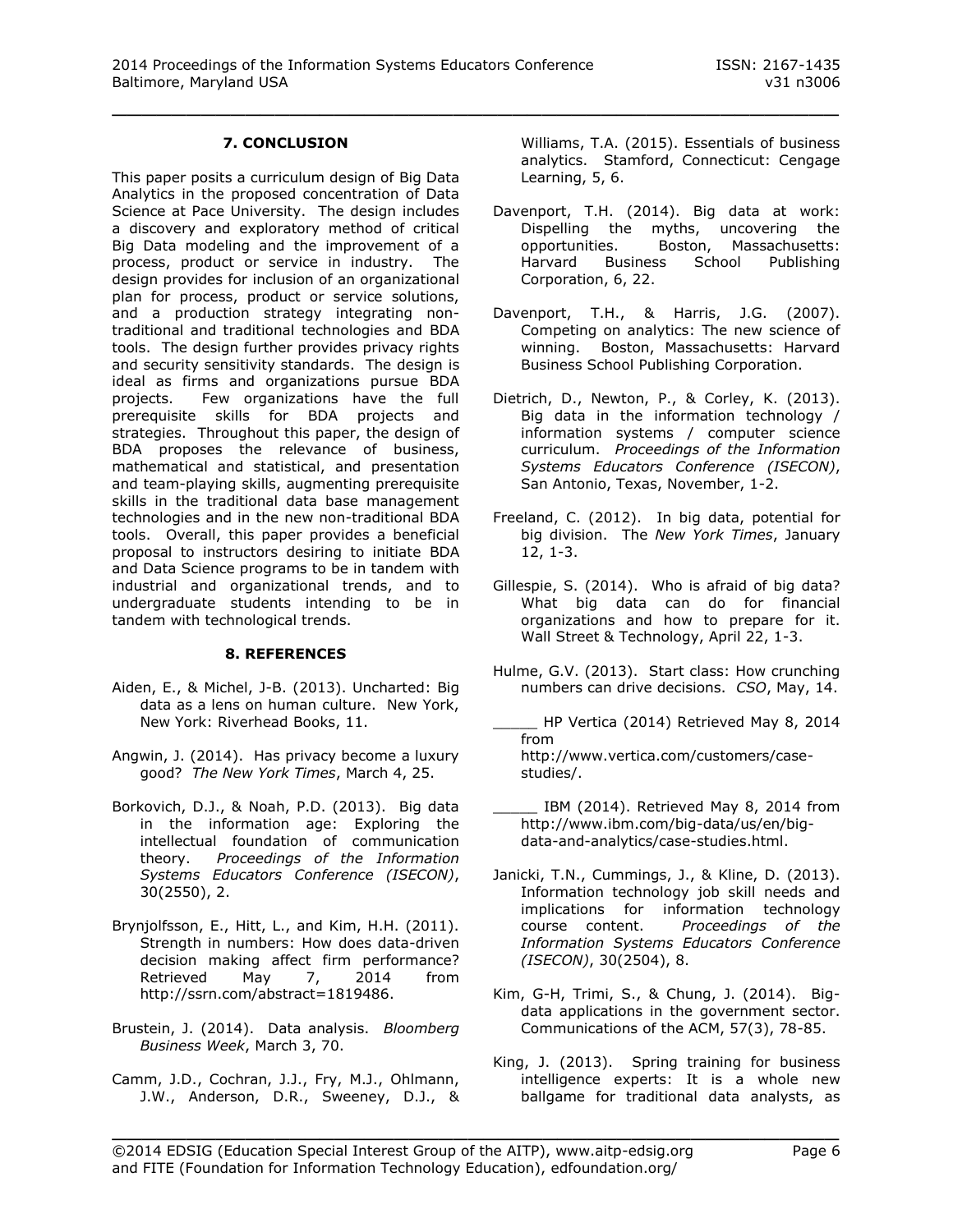## 7. CONCLUSION

This paper posits a curriculum design of Big Data Analytics in the proposed concentration of Data Science at Pace University. The design includes a discovery and exploratory method of critical Big Data modeling and the improvement of a process, product or service in industry. The design provides for inclusion of an organizational plan for process, product or service solutions, and a production strategy integrating non-traditional and traditional technologies and BDA tools. The design further provides privacy rights and security sensitivity standards. The design is ideal as firms and organizations pursue BDA projects. Few organizations have the full prerequisite skills for BDA projects and strategies. Throughout this paper, the design of BDA proposes the relevance of business, mathematical and statistical, and presentation and team-playing skills, augmenting prerequisite skills in the traditional data base management technologies and in the new non-traditional BDA tools. Overall, this paper provides a beneficial proposal to instructors desiring to initiate BDA and Data Science programs to be in tandem with industrial and organizational trends, and to undergraduate students intending to be in tandem with technological trends.

## 8. REFERENCES

Aiden, E., & Michel, J-B. (2013). Uncharted: Big data as a lens on human culture. New York, New York: Riverhead Books, 11.

Angwin, J. (2014). Has privacy become a luxury good? *The New York Times*, March 4, 25.

Borkovich, D.J., & Noah, P.D. (2013). Big data in the information age: Exploring the intellectual foundation of communication theory. *Proceedings of the Information Systems Educators Conference (ISECON)*, 30(2550), 2.

Brynjolfsson, E., Hitt, L., and Kim, H.H. (2011). Strength in numbers: How does data-driven decision making affect firm performance? Retrieved May 7, 2014 from http://ssrn.com/abstract=1819486.

Brustein, J. (2014). Data analysis. *Bloomberg Business Week*, March 3, 70.

Camm, J.D., Cochran, J.J., Fry, M.J., Ohlmann, J.W., Anderson, D.R., Sweeney, D.J., & Williams, T.A. (2015). Essentials of business analytics. Stamford, Connecticut: Cengage Learning, 5, 6.

Davenport, T.H. (2014). Big data at work: Dispelling the myths, uncovering the opportunities. Boston, Massachusetts: Harvard Business School Publishing Corporation, 6, 22.

Davenport, T.H., & Harris, J.G. (2007). Competing on analytics: The new science of winning. Boston, Massachusetts: Harvard Business School Publishing Corporation.

Dietrich, D., Newton, P., & Corley, K. (2013). Big data in the information technology / information systems / computer science curriculum. *Proceedings of the Information Systems Educators Conference (ISECON)*, San Antonio, Texas, November, 1-2.

Freeland, C. (2012). In big data, potential for big division. The *New York Times*, January 12, 1-3.

Gillespie, S. (2014). Who is afraid of big data? What big data can do for financial organizations and how to prepare for it. Wall Street & Technology, April 22, 1-3.

Hulme, G.V. (2013). Start class: How crunching numbers can drive decisions. *CSO*, May, 14.

_____ HP Vertica (2014) Retrieved May 8, 2014 from http://www.vertica.com/customers/case-studies/.

_____ IBM (2014). Retrieved May 8, 2014 from http://www.ibm.com/big-data/us/en/big-data-and-analytics/case-studies.html.

Janicki, T.N., Cummings, J., & Kline, D. (2013). Information technology job skill needs and implications for information technology course content. *Proceedings of the Information Systems Educators Conference (ISECON)*, 30(2504), 8.

Kim, G-H, Trimi, S., & Chung, J. (2014). Big-data applications in the government sector. Communications of the ACM, 57(3), 78-85.

King, J. (2013). Spring training for business intelligence experts: It is a whole new ballgame for traditional data analysts, as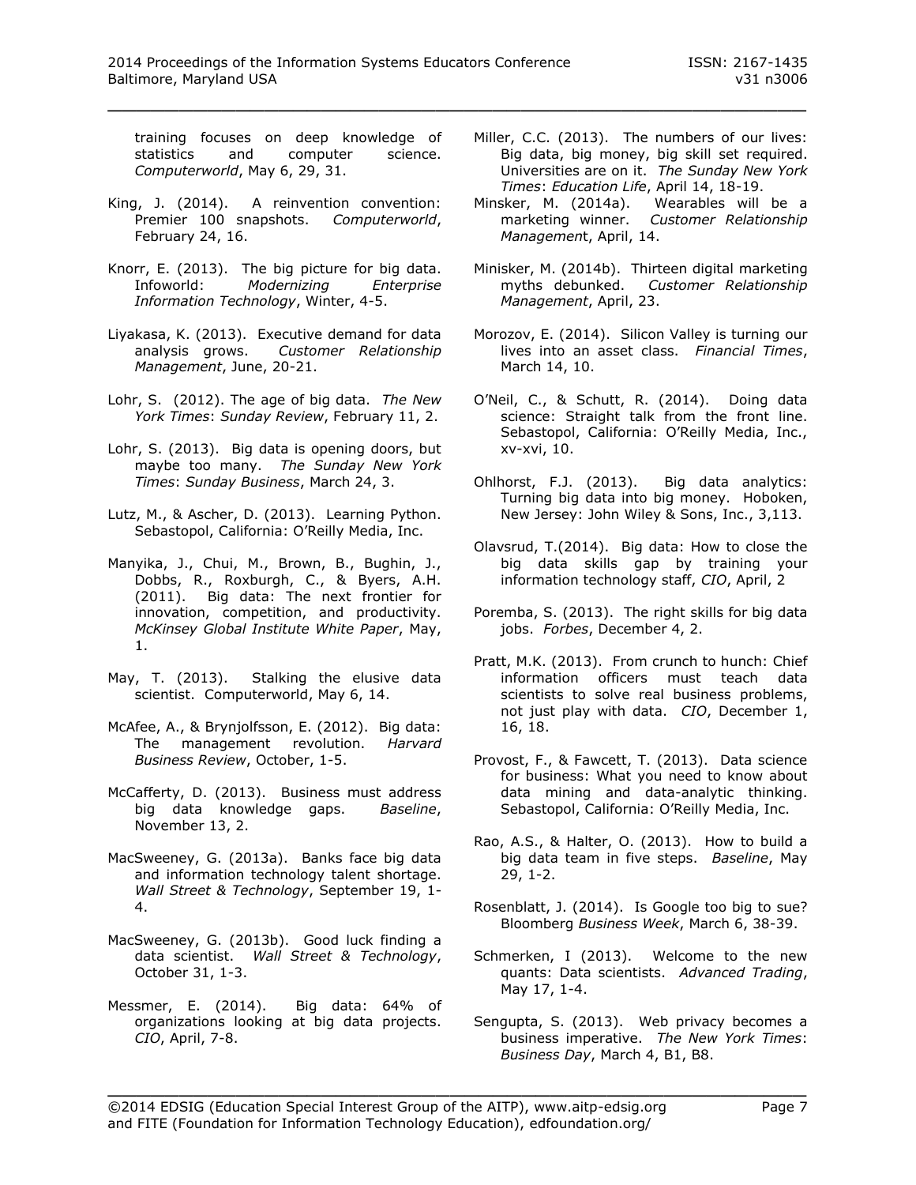training focuses on deep knowledge of statistics and computer science. *Computerworld*, May 6, 29, 31.

King, J. (2014). A reinvention convention: Premier 100 snapshots. *Computerworld*, February 24, 16.

Knorr, E. (2013). The big picture for big data. Infoworld: *Modernizing Enterprise Information Technology*, Winter, 4-5.

Liyakasa, K. (2013). Executive demand for data analysis grows. *Customer Relationship Management*, June, 20-21.

Lohr, S. (2012). The age of big data. *The New York Times*: *Sunday Review*, February 11, 2.

Lohr, S. (2013). Big data is opening doors, but maybe too many. *The Sunday New York Times*: *Sunday Business*, March 24, 3.

Lutz, M., & Ascher, D. (2013). Learning Python. Sebastopol, California: O'Reilly Media, Inc.

Manyika, J., Chui, M., Brown, B., Bughin, J., Dobbs, R., Roxburgh, C., & Byers, A.H. (2011). Big data: The next frontier for innovation, competition, and productivity. *McKinsey Global Institute White Paper*, May, 1.

May, T. (2013). Stalking the elusive data scientist. Computerworld, May 6, 14.

McAfee, A., & Brynjolfsson, E. (2012). Big data: The management revolution. *Harvard Business Review*, October, 1-5.

McCafferty, D. (2013). Business must address big data knowledge gaps. *Baseline*, November 13, 2.

MacSweeney, G. (2013a). Banks face big data and information technology talent shortage. *Wall Street & Technology*, September 19, 1-4.

MacSweeney, G. (2013b). Good luck finding a data scientist. *Wall Street & Technology*, October 31, 1-3.

Messmer, E. (2014). Big data: 64% of organizations looking at big data projects. *CIO*, April, 7-8.

Miller, C.C. (2013). The numbers of our lives: Big data, big money, big skill set required. Universities are on it. *The Sunday New York Times*: *Education Life*, April 14, 18-19.

Minsker, M. (2014a). Wearables will be a marketing winner. *Customer Relationship Management*, April, 14.

Minisker, M. (2014b). Thirteen digital marketing myths debunked. *Customer Relationship Management*, April, 23.

Morozov, E. (2014). Silicon Valley is turning our lives into an asset class. *Financial Times*, March 14, 10.

O'Neil, C., & Schutt, R. (2014). Doing data science: Straight talk from the front line. Sebastopol, California: O'Reilly Media, Inc., xv-xvi, 10.

Ohlhorst, F.J. (2013). Big data analytics: Turning big data into big money. Hoboken, New Jersey: John Wiley & Sons, Inc., 3,113.

Olavsrud, T.(2014). Big data: How to close the big data skills gap by training your information technology staff, *CIO*, April, 2

Poremba, S. (2013). The right skills for big data jobs. *Forbes*, December 4, 2.

Pratt, M.K. (2013). From crunch to hunch: Chief information officers must teach data scientists to solve real business problems, not just play with data. *CIO*, December 1, 16, 18.

Provost, F., & Fawcett, T. (2013). Data science for business: What you need to know about data mining and data-analytic thinking. Sebastopol, California: O'Reilly Media, Inc.

Rao, A.S., & Halter, O. (2013). How to build a big data team in five steps. *Baseline*, May 29, 1-2.

Rosenblatt, J. (2014). Is Google too big to sue? Bloomberg *Business Week*, March 6, 38-39.

Schmerken, I (2013). Welcome to the new quants: Data scientists. *Advanced Trading*, May 17, 1-4.

Sengupta, S. (2013). Web privacy becomes a business imperative. *The New York Times*: *Business Day*, March 4, B1, B8.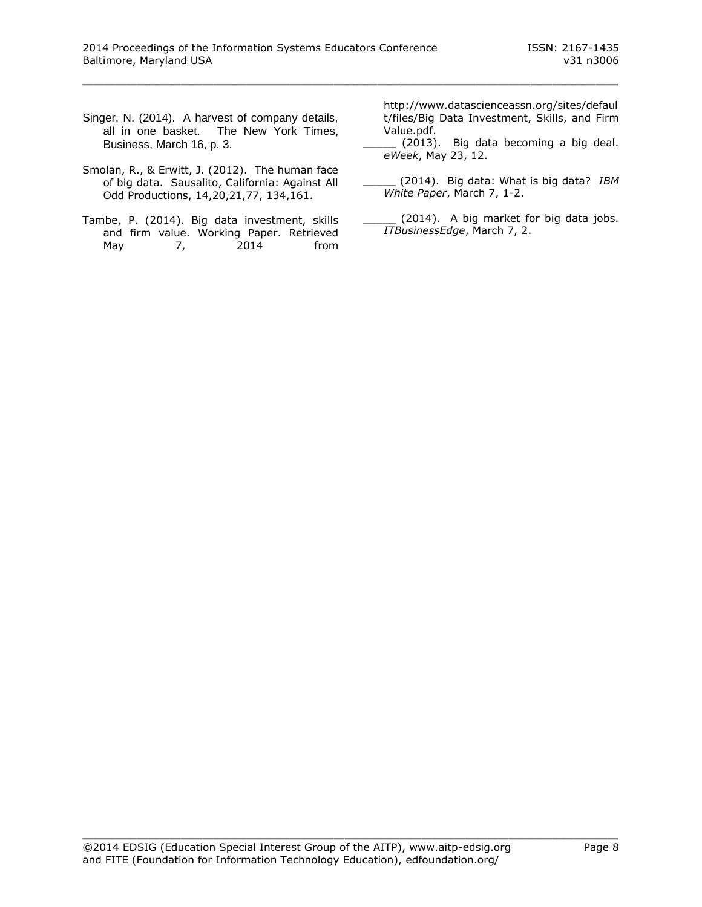Singer, N. (2014). A harvest of company details, all in one basket. The New York Times, Business, March 16, p. 3.

Smolan, R., & Erwitt, J. (2012). The human face of big data. Sausalito, California: Against All Odd Productions, 14,20,21,77, 134,161.

Tambe, P. (2014). Big data investment, skills and firm value. Working Paper. Retrieved May 7, 2014 from http://www.datascienceassn.org/sites/default/files/Big Data Investment, Skills, and Firm Value.pdf.

_____ (2013). Big data becoming a big deal. *eWeek*, May 23, 12.

_____ (2014). Big data: What is big data? *IBM White Paper*, March 7, 1-2.

_____ (2014). A big market for big data jobs. *ITBusinessEdge*, March 7, 2.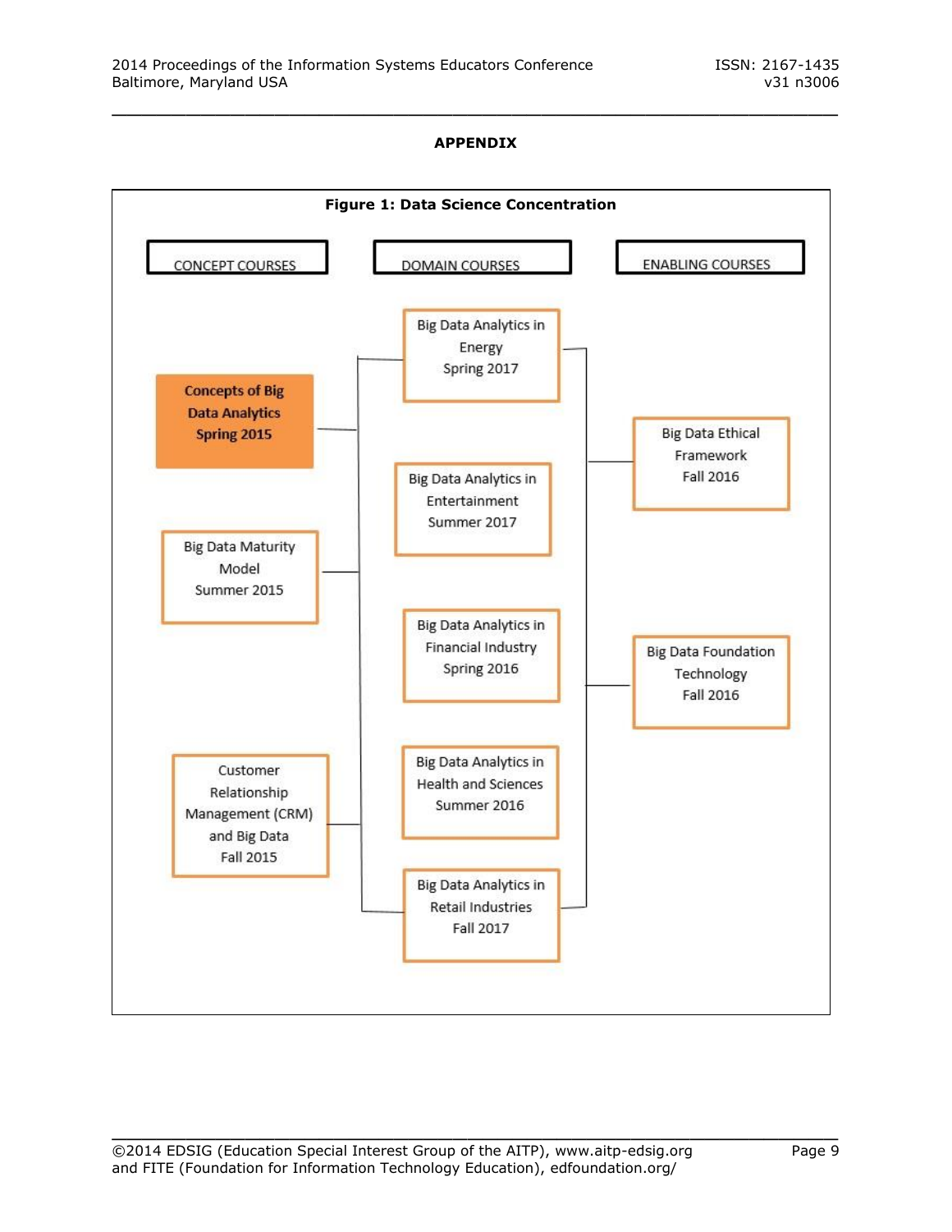## APPENDIX

**Figure 1: Data Science Concentration**

| CONCEPT COURSES | DOMAIN COURSES | ENABLING COURSES |
|---|---|---|
| **Concepts of Big Data Analytics Spring 2015** | Big Data Analytics in Energy Spring 2017 | Big Data Ethical Framework Fall 2016 |
| Big Data Maturity Model Summer 2015 | Big Data Analytics in Entertainment Summer 2017 | Big Data Foundation Technology Fall 2016 |
| Customer Relationship Management (CRM) and Big Data Fall 2015 | Big Data Analytics in Financial Industry Spring 2016 | |
| | Big Data Analytics in Health and Sciences Summer 2016 | |
| | Big Data Analytics in Retail Industries Fall 2017 | |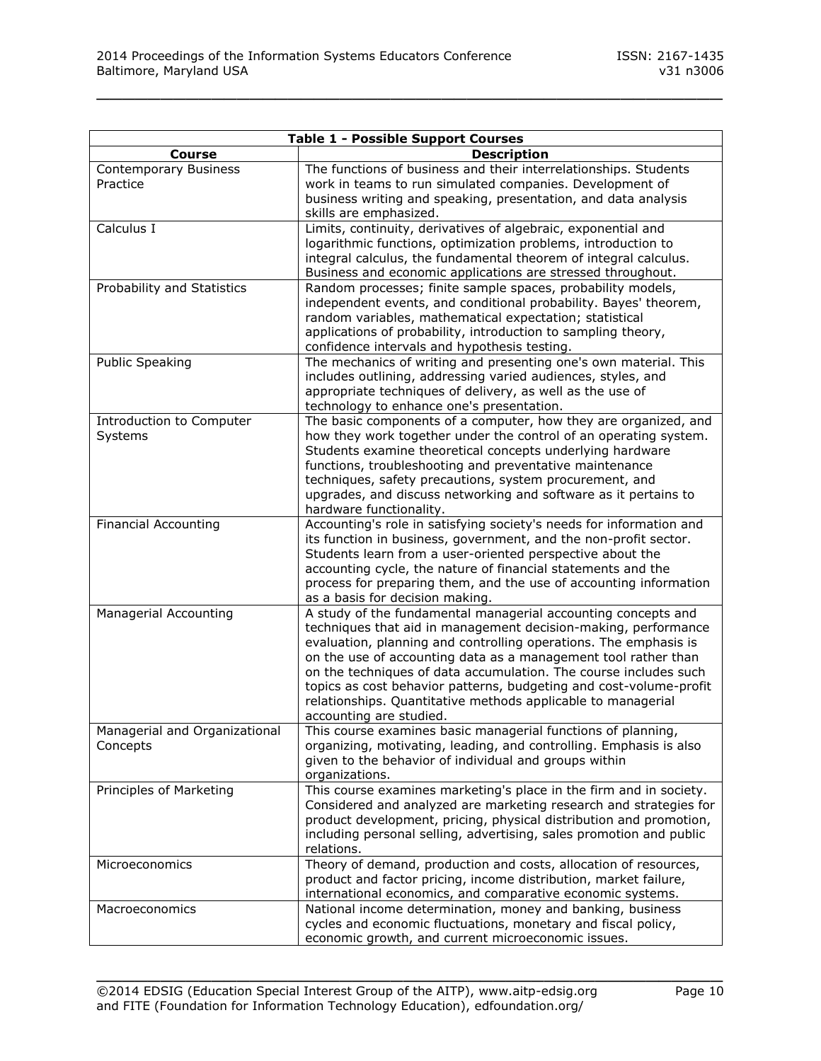| Table 1 - Possible Support Courses | |
|---|---|
| **Course** | **Description** |
| Contemporary Business Practice | The functions of business and their interrelationships. Students work in teams to run simulated companies. Development of business writing and speaking, presentation, and data analysis skills are emphasized. |
| Calculus I | Limits, continuity, derivatives of algebraic, exponential and logarithmic functions, optimization problems, introduction to integral calculus, the fundamental theorem of integral calculus. Business and economic applications are stressed throughout. |
| Probability and Statistics | Random processes; finite sample spaces, probability models, independent events, and conditional probability. Bayes' theorem, random variables, mathematical expectation; statistical applications of probability, introduction to sampling theory, confidence intervals and hypothesis testing. |
| Public Speaking | The mechanics of writing and presenting one's own material. This includes outlining, addressing varied audiences, styles, and appropriate techniques of delivery, as well as the use of technology to enhance one's presentation. |
| Introduction to Computer Systems | The basic components of a computer, how they are organized, and how they work together under the control of an operating system. Students examine theoretical concepts underlying hardware functions, troubleshooting and preventative maintenance techniques, safety precautions, system procurement, and upgrades, and discuss networking and software as it pertains to hardware functionality. |
| Financial Accounting | Accounting's role in satisfying society's needs for information and its function in business, government, and the non-profit sector. Students learn from a user-oriented perspective about the accounting cycle, the nature of financial statements and the process for preparing them, and the use of accounting information as a basis for decision making. |
| Managerial Accounting | A study of the fundamental managerial accounting concepts and techniques that aid in management decision-making, performance evaluation, planning and controlling operations. The emphasis is on the use of accounting data as a management tool rather than on the techniques of data accumulation. The course includes such topics as cost behavior patterns, budgeting and cost-volume-profit relationships. Quantitative methods applicable to managerial accounting are studied. |
| Managerial and Organizational Concepts | This course examines basic managerial functions of planning, organizing, motivating, leading, and controlling. Emphasis is also given to the behavior of individual and groups within organizations. |
| Principles of Marketing | This course examines marketing's place in the firm and in society. Considered and analyzed are marketing research and strategies for product development, pricing, physical distribution and promotion, including personal selling, advertising, sales promotion and public relations. |
| Microeconomics | Theory of demand, production and costs, allocation of resources, product and factor pricing, income distribution, market failure, international economics, and comparative economic systems. |
| Macroeconomics | National income determination, money and banking, business cycles and economic fluctuations, monetary and fiscal policy, economic growth, and current microeconomic issues. |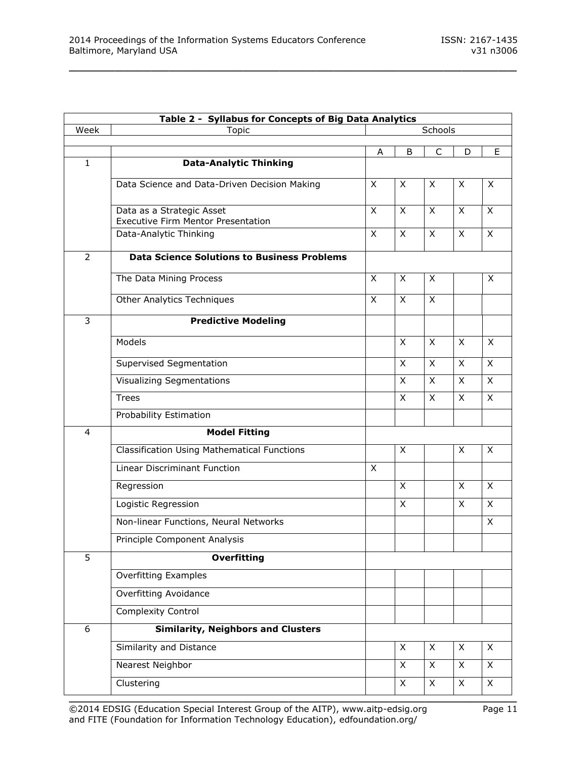**Table 2 - Syllabus for Concepts of Big Data Analytics**

| Week | Topic | Schools | | | | |
|---|---|---|---|---|---|---|
| | | A | B | C | D | E |
| 1 | **Data-Analytic Thinking** | | | | | |
| | Data Science and Data-Driven Decision Making | X | X | X | X | X |
| | Data as a Strategic Asset<br>Executive Firm Mentor Presentation | X | X | X | X | X |
| | Data-Analytic Thinking | X | X | X | X | X |
| 2 | **Data Science Solutions to Business Problems** | | | | | |
| | The Data Mining Process | X | X | X | | X |
| | Other Analytics Techniques | X | X | X | | |
| 3 | **Predictive Modeling** | | | | | |
| | Models | | X | X | X | X |
| | Supervised Segmentation | | X | X | X | X |
| | Visualizing Segmentations | | X | X | X | X |
| | Trees | | X | X | X | X |
| | Probability Estimation | | | | | |
| 4 | **Model Fitting** | | | | | |
| | Classification Using Mathematical Functions | | X | | X | X |
| | Linear Discriminant Function | X | | | | |
| | Regression | | X | | X | X |
| | Logistic Regression | | X | | X | X |
| | Non-linear Functions, Neural Networks | | | | | X |
| | Principle Component Analysis | | | | | |
| 5 | **Overfitting** | | | | | |
| | Overfitting Examples | | | | | |
| | Overfitting Avoidance | | | | | |
| | Complexity Control | | | | | |
| 6 | **Similarity, Neighbors and Clusters** | | | | | |
| | Similarity and Distance | | X | X | X | X |
| | Nearest Neighbor | | X | X | X | X |
| | Clustering | | X | X | X | X |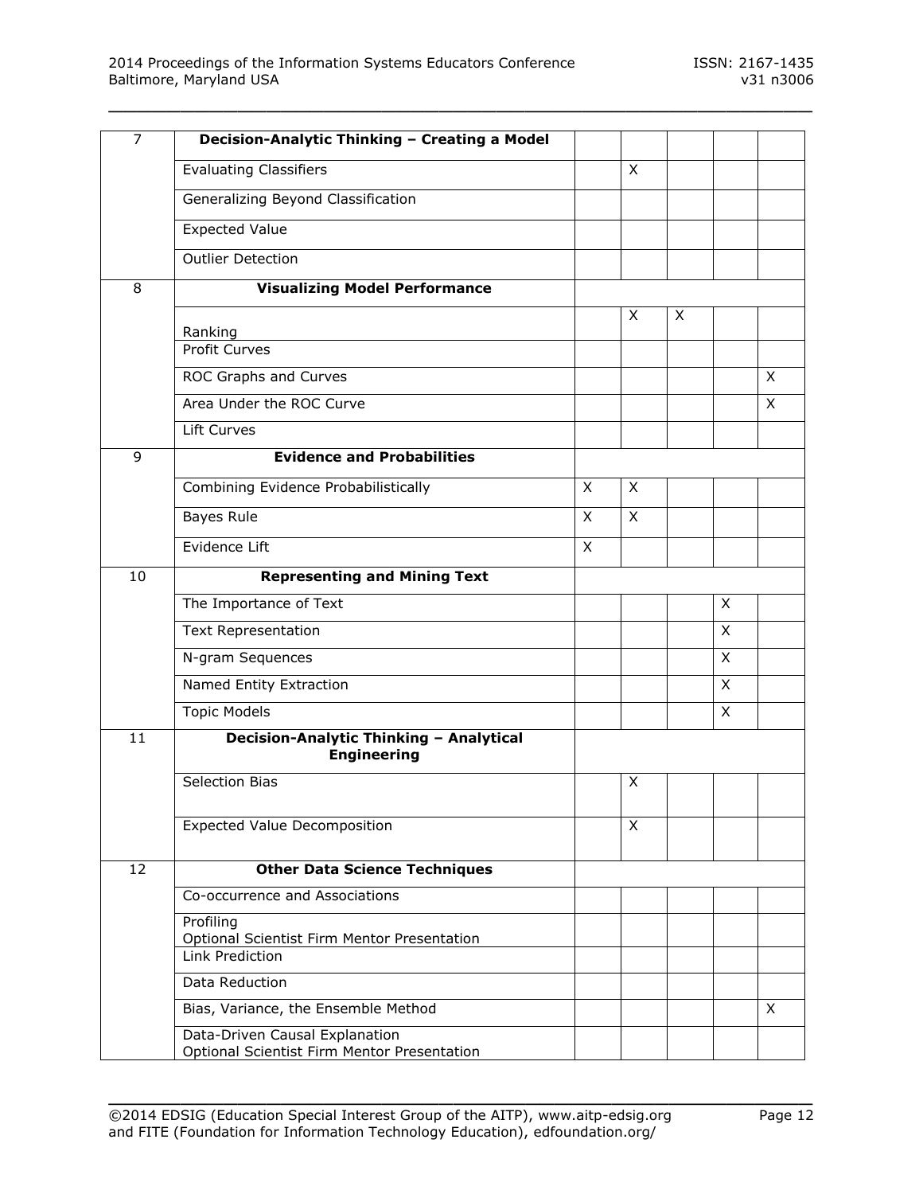| | | | | | | |
|---|---|---|---|---|---|---|
| 7 | **Decision-Analytic Thinking – Creating a Model** | | | | | |
| | Evaluating Classifiers | | X | | | |
| | Generalizing Beyond Classification | | | | | |
| | Expected Value | | | | | |
| | Outlier Detection | | | | | |
| 8 | **Visualizing Model Performance** | | | | | |
| | Ranking | | X | X | | |
| | Profit Curves | | | | | |
| | ROC Graphs and Curves | | | | | X |
| | Area Under the ROC Curve | | | | | X |
| | Lift Curves | | | | | |
| 9 | **Evidence and Probabilities** | | | | | |
| | Combining Evidence Probabilistically | X | X | | | |
| | Bayes Rule | X | X | | | |
| | Evidence Lift | X | | | | |
| 10 | **Representing and Mining Text** | | | | | |
| | The Importance of Text | | | | X | |
| | Text Representation | | | | X | |
| | N-gram Sequences | | | | X | |
| | Named Entity Extraction | | | | X | |
| | Topic Models | | | | X | |
| 11 | **Decision-Analytic Thinking – Analytical Engineering** | | | | | |
| | Selection Bias | | X | | | |
| | Expected Value Decomposition | | X | | | |
| 12 | **Other Data Science Techniques** | | | | | |
| | Co-occurrence and Associations | | | | | |
| | Profiling<br>Optional Scientist Firm Mentor Presentation | | | | | |
| | Link Prediction | | | | | |
| | Data Reduction | | | | | |
| | Bias, Variance, the Ensemble Method | | | | | X |
| | Data-Driven Causal Explanation<br>Optional Scientist Firm Mentor Presentation | | | | | |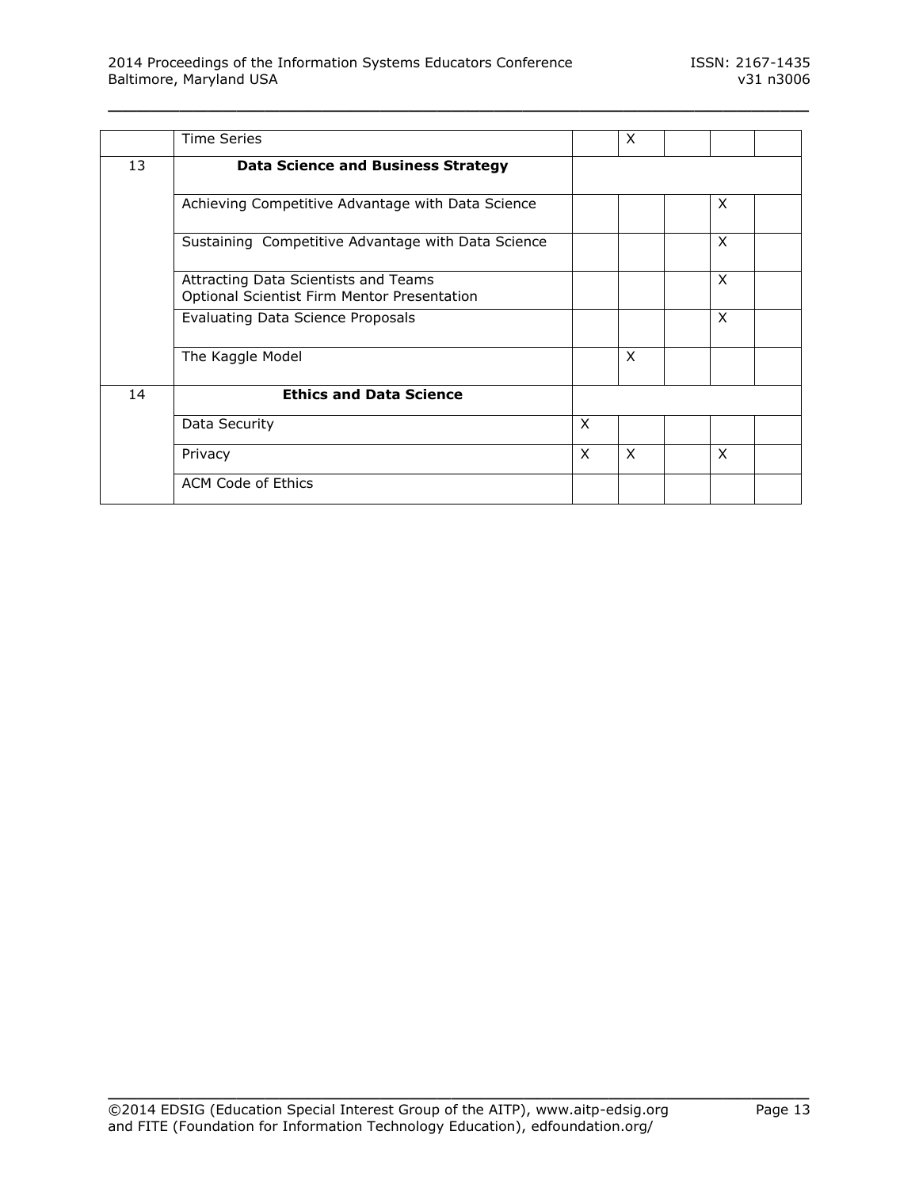| | | | | | | |
|---|---|---|---|---|---|---|
| | Time Series | | X | | | |
| 13 | **Data Science and Business Strategy** | | | | | |
| | Achieving Competitive Advantage with Data Science | | | | X | |
| | Sustaining Competitive Advantage with Data Science | | | | X | |
| | Attracting Data Scientists and Teams<br>Optional Scientist Firm Mentor Presentation | | | | X | |
| | Evaluating Data Science Proposals | | | | X | |
| | The Kaggle Model | | X | | | |
| 14 | **Ethics and Data Science** | | | | | |
| | Data Security | X | | | | |
| | Privacy | X | X | | X | |
| | ACM Code of Ethics | | | | | |